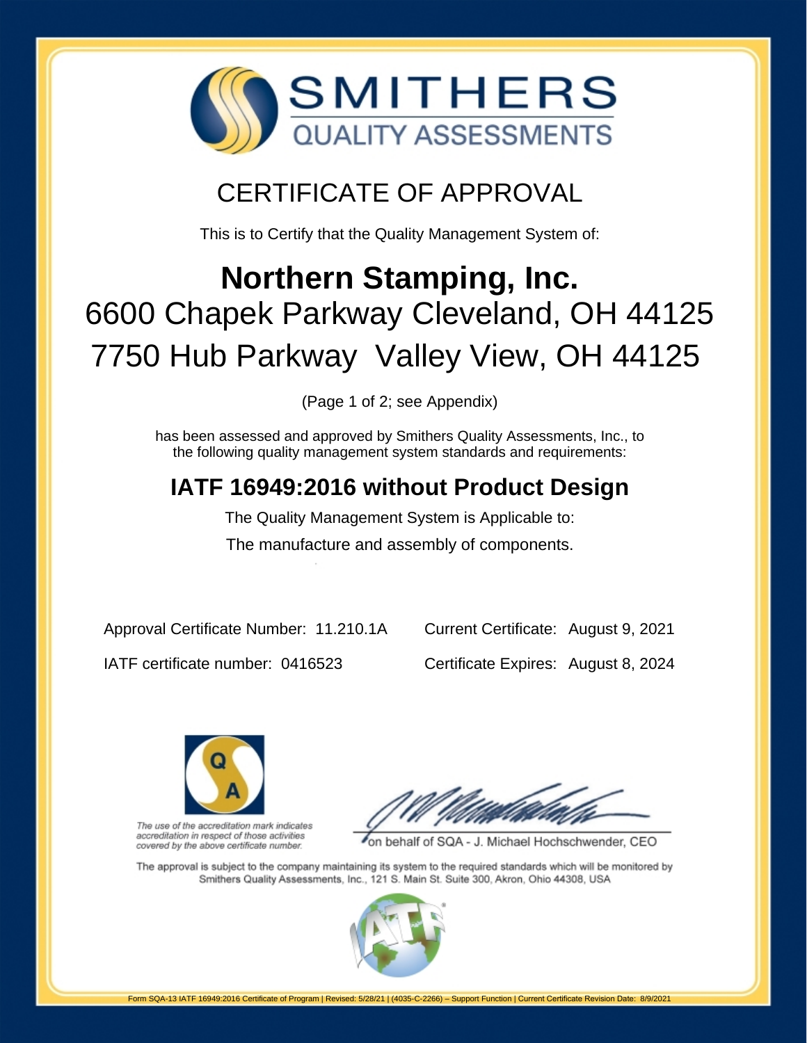# SMITHERS QUALITY ASSESSMENTS

## CERTIFICATE OF APPROVAL

This is to Certify that the Quality Management System of:

# Northern Stamping, Inc.

## 6600 Chapek Parkway Cleveland, OH 44125
## 7750 Hub Parkway Valley View, OH 44125

(Page 1 of 2; see Appendix)

has been assessed and approved by Smithers Quality Assessments, Inc., to the following quality management system standards and requirements:

## IATF 16949:2016 without Product Design

The Quality Management System is Applicable to:

The manufacture and assembly of components.

Approval Certificate Number: 11.210.1A

IATF certificate number: 0416523

Current Certificate: August 9, 2021

Certificate Expires: August 8, 2024

*The use of the accreditation mark indicates accreditation in respect of those activities covered by the above certificate number.*

on behalf of SQA - J. Michael Hochschwender, CEO

The approval is subject to the company maintaining its system to the required standards which will be monitored by Smithers Quality Assessments, Inc., 121 S. Main St. Suite 300, Akron, Ohio 44308, USA

Form SQA-13 IATF 16949:2016 Certificate of Program | Revised: 5/28/21 | (4035-C-2266) – Support Function | Current Certificate Revision Date: 8/9/2021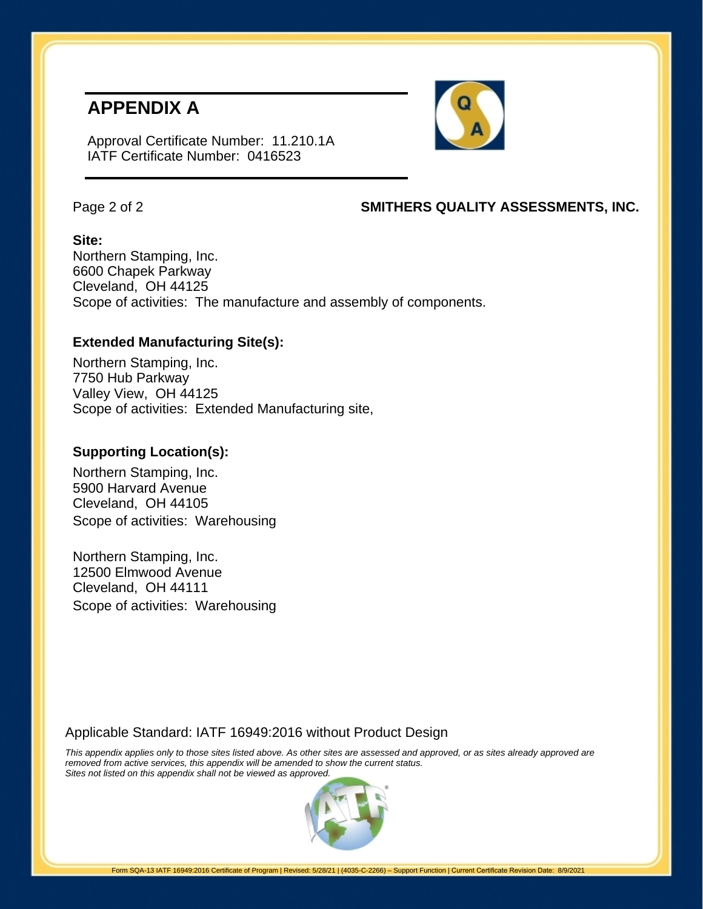# APPENDIX A

Approval Certificate Number: 11.210.1A
IATF Certificate Number: 0416523

**SMITHERS QUALITY ASSESSMENTS, INC.**

**Site:**
Northern Stamping, Inc.
6600 Chapek Parkway
Cleveland, OH 44125
Scope of activities: The manufacture and assembly of components.

**Extended Manufacturing Site(s):**

Northern Stamping, Inc.
7750 Hub Parkway
Valley View, OH 44125
Scope of activities: Extended Manufacturing site,

**Supporting Location(s):**

Northern Stamping, Inc.
5900 Harvard Avenue
Cleveland, OH 44105
Scope of activities: Warehousing

Northern Stamping, Inc.
12500 Elmwood Avenue
Cleveland, OH 44111
Scope of activities: Warehousing

Applicable Standard: IATF 16949:2016 without Product Design

*This appendix applies only to those sites listed above. As other sites are assessed and approved, or as sites already approved are removed from active services, this appendix will be amended to show the current status.*
*Sites not listed on this appendix shall not be viewed as approved.*

Form SQA-13 IATF 16949:2016 Certificate of Program | Revised: 5/28/21 | (4035-C-2266) – Support Function | Current Certificate Revision Date: 8/9/2021